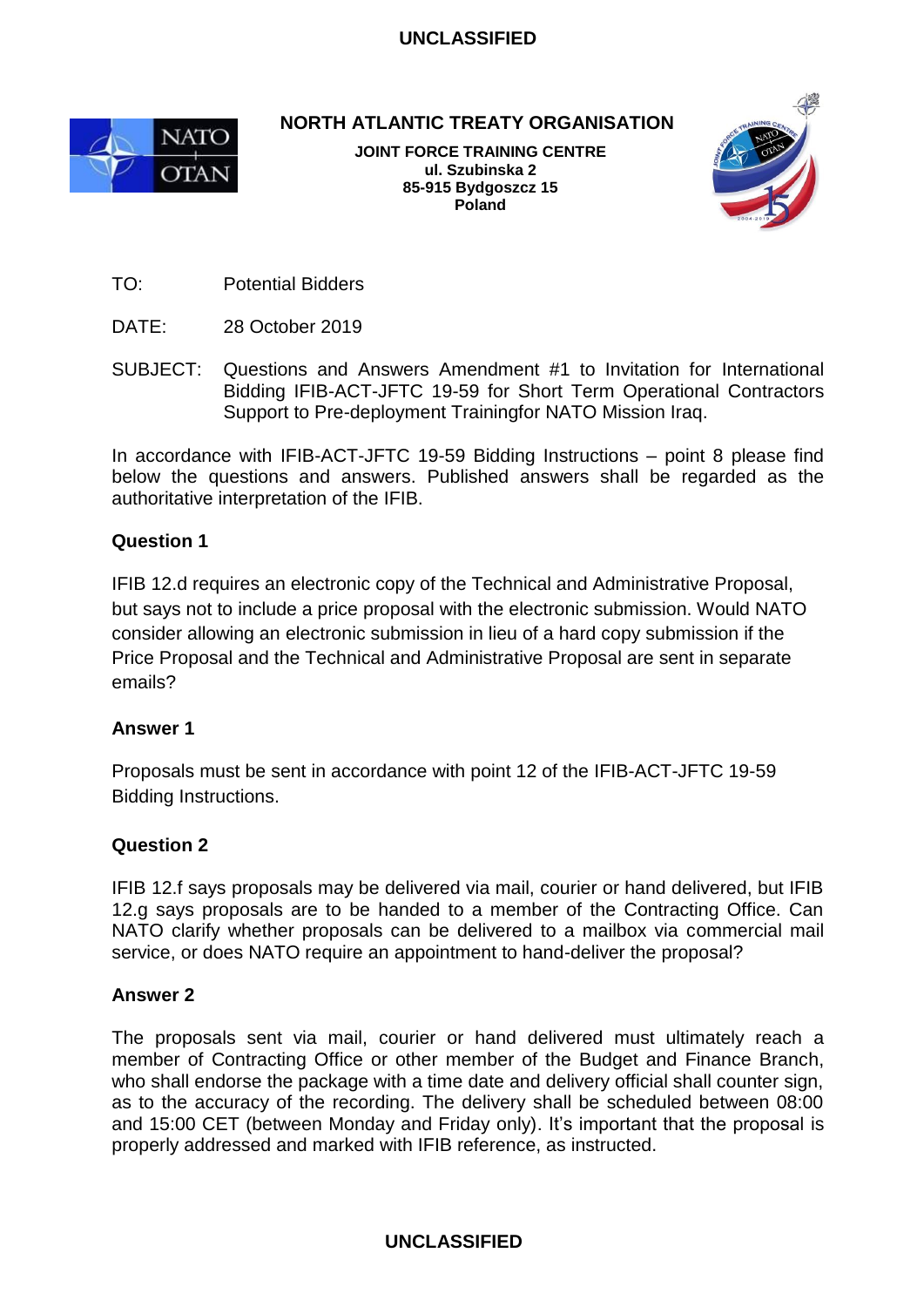UNCLASSIFIED

**NORTH ATLANTIC TREATY ORGANISATION**

**JOINT FORCE TRAINING CENTRE**
**ul. Szubinska 2**
**85-915 Bydgoszcz 15**
**Poland**

TO: Potential Bidders

DATE: 28 October 2019

SUBJECT: Questions and Answers Amendment #1 to Invitation for International Bidding IFIB-ACT-JFTC 19-59 for Short Term Operational Contractors Support to Pre-deployment Trainingfor NATO Mission Iraq.

In accordance with IFIB-ACT-JFTC 19-59 Bidding Instructions – point 8 please find below the questions and answers. Published answers shall be regarded as the authoritative interpretation of the IFIB.

**Question 1**

IFIB 12.d requires an electronic copy of the Technical and Administrative Proposal, but says not to include a price proposal with the electronic submission. Would NATO consider allowing an electronic submission in lieu of a hard copy submission if the Price Proposal and the Technical and Administrative Proposal are sent in separate emails?

**Answer 1**

Proposals must be sent in accordance with point 12 of the IFIB-ACT-JFTC 19-59 Bidding Instructions.

**Question 2**

IFIB 12.f says proposals may be delivered via mail, courier or hand delivered, but IFIB 12.g says proposals are to be handed to a member of the Contracting Office. Can NATO clarify whether proposals can be delivered to a mailbox via commercial mail service, or does NATO require an appointment to hand-deliver the proposal?

**Answer 2**

The proposals sent via mail, courier or hand delivered must ultimately reach a member of Contracting Office or other member of the Budget and Finance Branch, who shall endorse the package with a time date and delivery official shall counter sign, as to the accuracy of the recording. The delivery shall be scheduled between 08:00 and 15:00 CET (between Monday and Friday only). It's important that the proposal is properly addressed and marked with IFIB reference, as instructed.

UNCLASSIFIED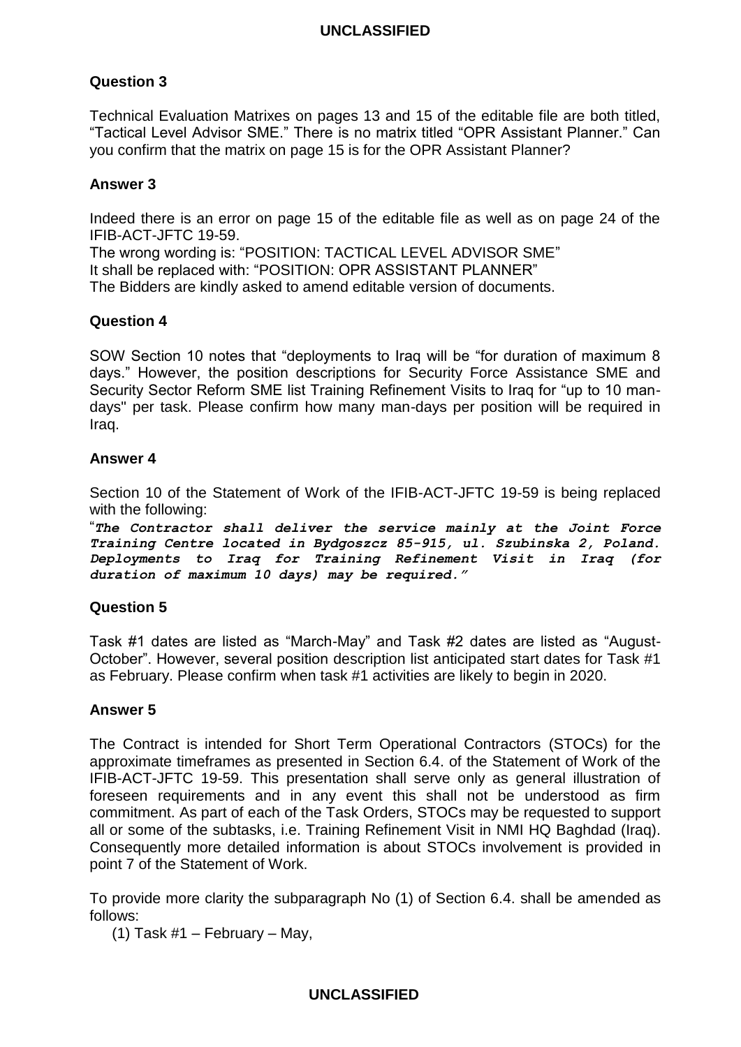### Question 3

Technical Evaluation Matrixes on pages 13 and 15 of the editable file are both titled, “Tactical Level Advisor SME.” There is no matrix titled “OPR Assistant Planner.” Can you confirm that the matrix on page 15 is for the OPR Assistant Planner?

### Answer 3

Indeed there is an error on page 15 of the editable file as well as on page 24 of the IFIB-ACT-JFTC 19-59.
The wrong wording is: “POSITION: TACTICAL LEVEL ADVISOR SME”
It shall be replaced with: “POSITION: OPR ASSISTANT PLANNER”
The Bidders are kindly asked to amend editable version of documents.

### Question 4

SOW Section 10 notes that “deployments to Iraq will be “for duration of maximum 8 days.” However, the position descriptions for Security Force Assistance SME and Security Sector Reform SME list Training Refinement Visits to Iraq for “up to 10 man-days" per task. Please confirm how many man-days per position will be required in Iraq.

### Answer 4

Section 10 of the Statement of Work of the IFIB-ACT-JFTC 19-59 is being replaced with the following:
“***The Contractor shall deliver the service mainly at the Joint Force Training Centre located in Bydgoszcz 85-915, ul. Szubinska 2, Poland. Deployments to Iraq for Training Refinement Visit in Iraq (for duration of maximum 10 days) may be required.”***

### Question 5

Task #1 dates are listed as “March-May” and Task #2 dates are listed as “August-October”. However, several position description list anticipated start dates for Task #1 as February. Please confirm when task #1 activities are likely to begin in 2020.

### Answer 5

The Contract is intended for Short Term Operational Contractors (STOCs) for the approximate timeframes as presented in Section 6.4. of the Statement of Work of the IFIB-ACT-JFTC 19-59. This presentation shall serve only as general illustration of foreseen requirements and in any event this shall not be understood as firm commitment. As part of each of the Task Orders, STOCs may be requested to support all or some of the subtasks, i.e. Training Refinement Visit in NMI HQ Baghdad (Iraq). Consequently more detailed information is about STOCs involvement is provided in point 7 of the Statement of Work.

To provide more clarity the subparagraph No (1) of Section 6.4. shall be amended as follows:

(1) Task #1 – February – May,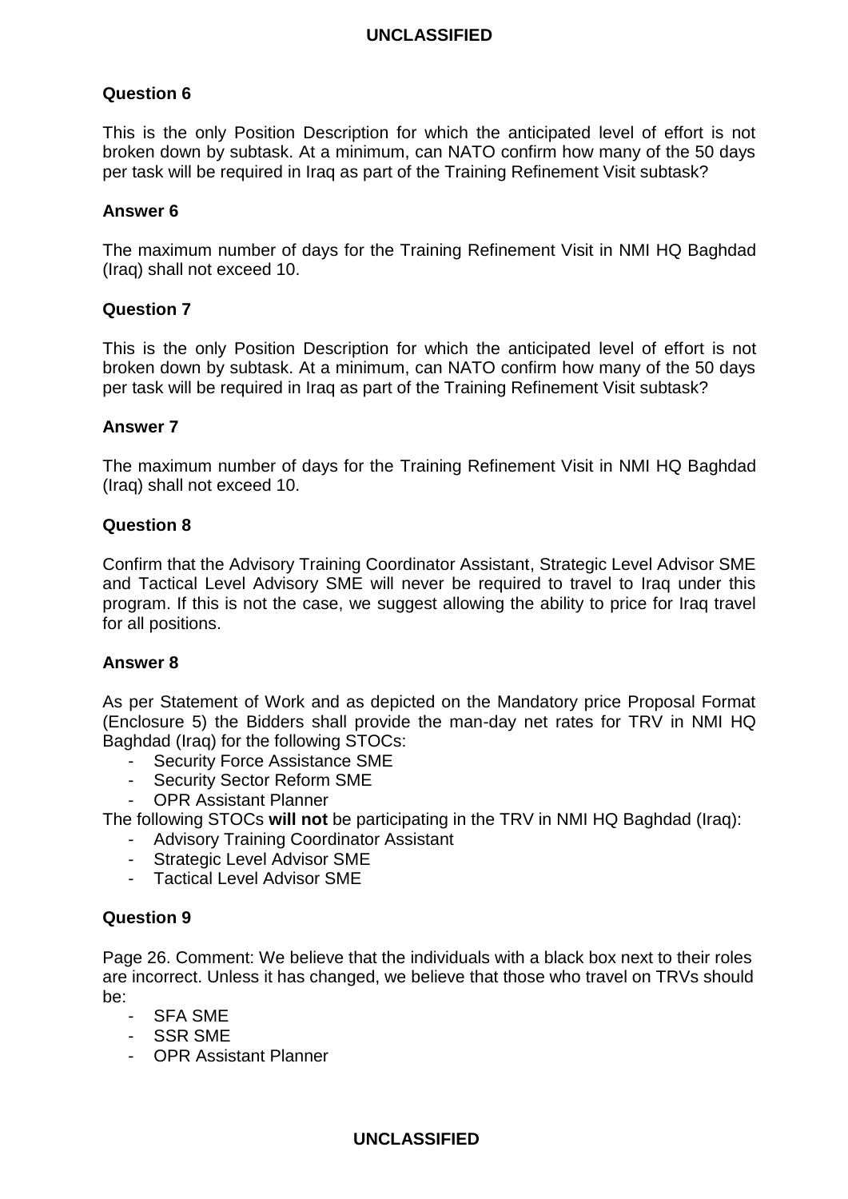**Question 6**

This is the only Position Description for which the anticipated level of effort is not broken down by subtask. At a minimum, can NATO confirm how many of the 50 days per task will be required in Iraq as part of the Training Refinement Visit subtask?

**Answer 6**

The maximum number of days for the Training Refinement Visit in NMI HQ Baghdad (Iraq) shall not exceed 10.

**Question 7**

This is the only Position Description for which the anticipated level of effort is not broken down by subtask. At a minimum, can NATO confirm how many of the 50 days per task will be required in Iraq as part of the Training Refinement Visit subtask?

**Answer 7**

The maximum number of days for the Training Refinement Visit in NMI HQ Baghdad (Iraq) shall not exceed 10.

**Question 8**

Confirm that the Advisory Training Coordinator Assistant, Strategic Level Advisor SME and Tactical Level Advisory SME will never be required to travel to Iraq under this program. If this is not the case, we suggest allowing the ability to price for Iraq travel for all positions.

**Answer 8**

As per Statement of Work and as depicted on the Mandatory price Proposal Format (Enclosure 5) the Bidders shall provide the man-day net rates for TRV in NMI HQ Baghdad (Iraq) for the following STOCs:

- Security Force Assistance SME
- Security Sector Reform SME
- OPR Assistant Planner

The following STOCs **will not** be participating in the TRV in NMI HQ Baghdad (Iraq):

- Advisory Training Coordinator Assistant
- Strategic Level Advisor SME
- Tactical Level Advisor SME

**Question 9**

Page 26. Comment: We believe that the individuals with a black box next to their roles are incorrect. Unless it has changed, we believe that those who travel on TRVs should be:

- SFA SME
- SSR SME
- OPR Assistant Planner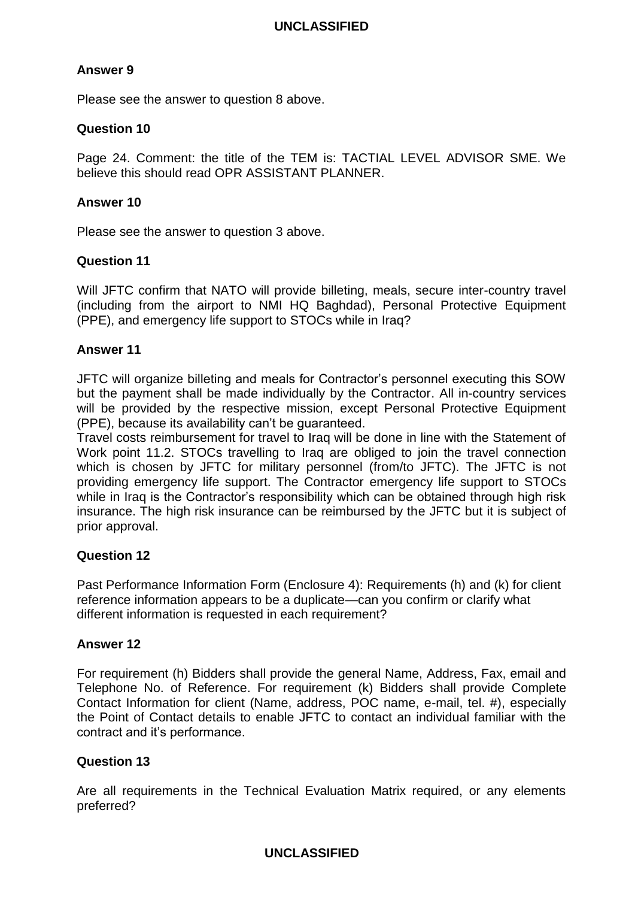**Answer 9**

Please see the answer to question 8 above.

**Question 10**

Page 24. Comment: the title of the TEM is: TACTIAL LEVEL ADVISOR SME. We believe this should read OPR ASSISTANT PLANNER.

**Answer 10**

Please see the answer to question 3 above.

**Question 11**

Will JFTC confirm that NATO will provide billeting, meals, secure inter-country travel (including from the airport to NMI HQ Baghdad), Personal Protective Equipment (PPE), and emergency life support to STOCs while in Iraq?

**Answer 11**

JFTC will organize billeting and meals for Contractor's personnel executing this SOW but the payment shall be made individually by the Contractor. All in-country services will be provided by the respective mission, except Personal Protective Equipment (PPE), because its availability can't be guaranteed.
Travel costs reimbursement for travel to Iraq will be done in line with the Statement of Work point 11.2. STOCs travelling to Iraq are obliged to join the travel connection which is chosen by JFTC for military personnel (from/to JFTC). The JFTC is not providing emergency life support. The Contractor emergency life support to STOCs while in Iraq is the Contractor's responsibility which can be obtained through high risk insurance. The high risk insurance can be reimbursed by the JFTC but it is subject of prior approval.

**Question 12**

Past Performance Information Form (Enclosure 4): Requirements (h) and (k) for client reference information appears to be a duplicate—can you confirm or clarify what different information is requested in each requirement?

**Answer 12**

For requirement (h) Bidders shall provide the general Name, Address, Fax, email and Telephone No. of Reference. For requirement (k) Bidders shall provide Complete Contact Information for client (Name, address, POC name, e-mail, tel. #), especially the Point of Contact details to enable JFTC to contact an individual familiar with the contract and it's performance.

**Question 13**

Are all requirements in the Technical Evaluation Matrix required, or any elements preferred?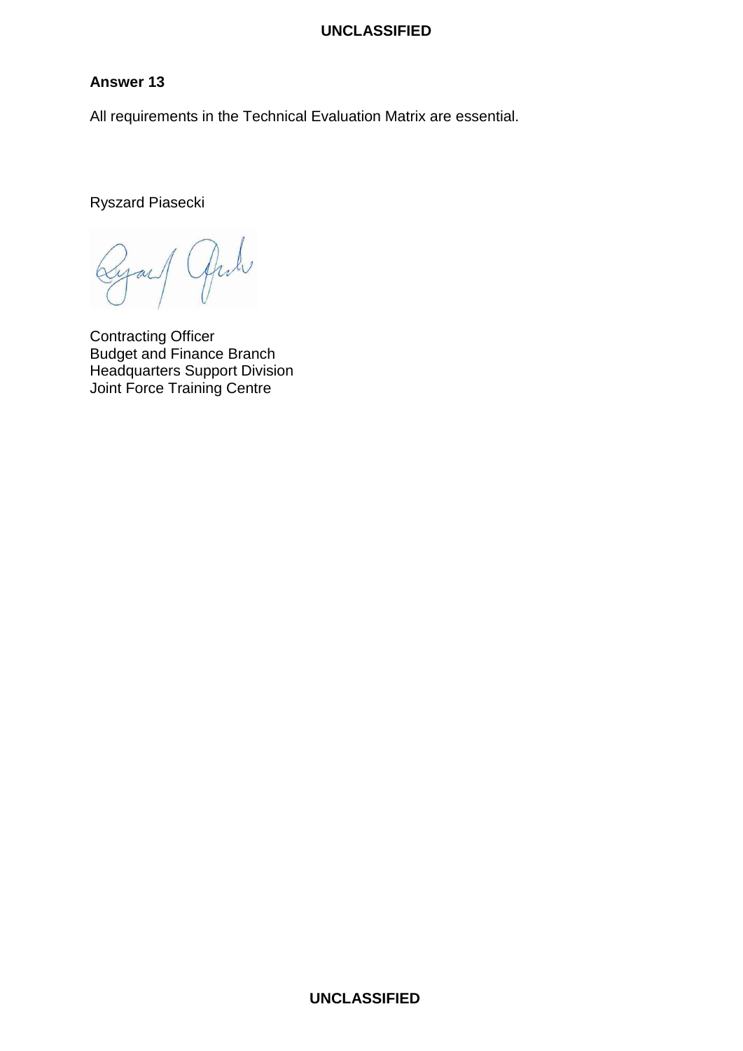**Answer 13**

All requirements in the Technical Evaluation Matrix are essential.

Ryszard Piasecki

Contracting Officer
Budget and Finance Branch
Headquarters Support Division
Joint Force Training Centre